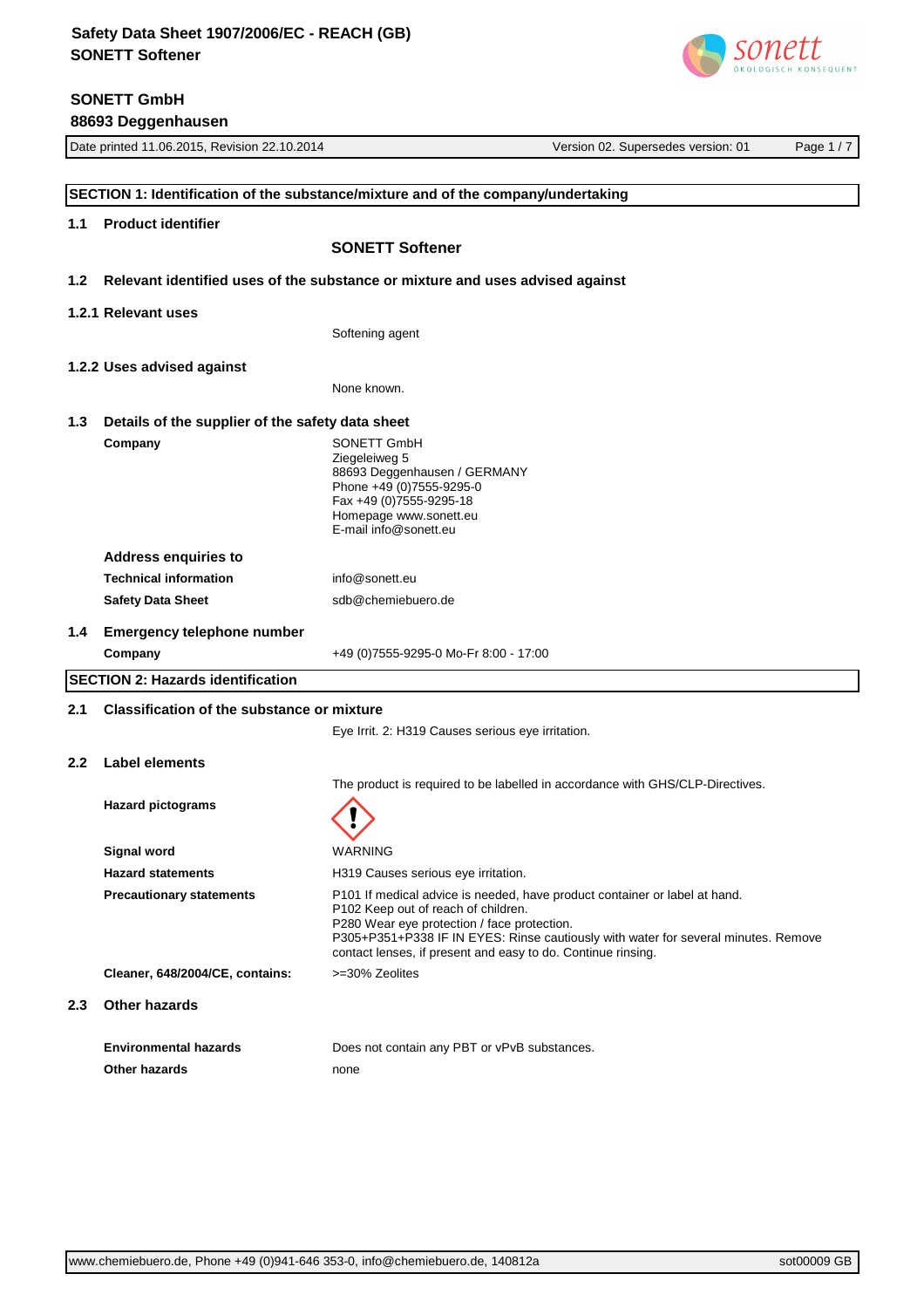# Safety Data Sheet 1907/2006/EC - REACH (GB)
# SONETT Softener

**SONETT GmbH**
**88693 Deggenhausen**

Date printed 11.06.2015, Revision 22.10.2014 | Version 02. Supersedes version: 01

## SECTION 1: Identification of the substance/mixture and of the company/undertaking

### 1.1 Product identifier

**SONETT Softener**

### 1.2 Relevant identified uses of the substance or mixture and uses advised against

#### 1.2.1 Relevant uses

Softening agent

#### 1.2.2 Uses advised against

None known.

### 1.3 Details of the supplier of the safety data sheet

**Company**

SONETT GmbH
Ziegeleiweg 5
88693 Deggenhausen / GERMANY
Phone +49 (0)7555-9295-0
Fax +49 (0)7555-9295-18
Homepage www.sonett.eu
E-mail info@sonett.eu

**Address enquiries to**

**Technical information**: info@sonett.eu

**Safety Data Sheet**: sdb@chemiebuero.de

### 1.4 Emergency telephone number

**Company**: +49 (0)7555-9295-0 Mo-Fr 8:00 - 17:00

## SECTION 2: Hazards identification

### 2.1 Classification of the substance or mixture

Eye Irrit. 2: H319 Causes serious eye irritation.

### 2.2 Label elements

The product is required to be labelled in accordance with GHS/CLP-Directives.

**Hazard pictograms**

**Signal word**: WARNING

**Hazard statements**: H319 Causes serious eye irritation.

**Precautionary statements**:
P101 If medical advice is needed, have product container or label at hand.
P102 Keep out of reach of children.
P280 Wear eye protection / face protection.
P305+P351+P338 IF IN EYES: Rinse cautiously with water for several minutes. Remove contact lenses, if present and easy to do. Continue rinsing.

**Cleaner, 648/2004/CE, contains:** >=30% Zeolites

### 2.3 Other hazards

**Environmental hazards**: Does not contain any PBT or vPvB substances.

**Other hazards**: none

www.chemiebuero.de, Phone +49 (0)941-646 353-0, info@chemiebuero.de, 140812a | sot00009 GB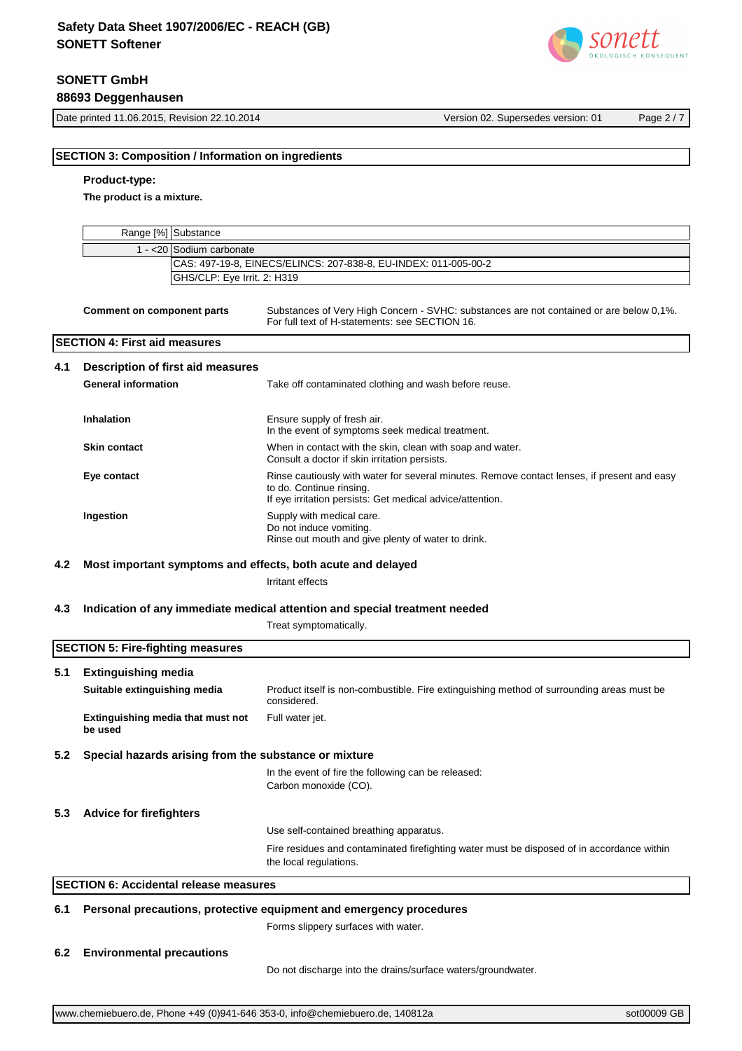## SECTION 3: Composition / Information on ingredients

**Product-type:**

**The product is a mixture.**

| Range [%] | Substance |
|---|---|
| 1 - <20 | Sodium carbonate |
| | CAS: 497-19-8, EINECS/ELINCS: 207-838-8, EU-INDEX: 011-005-00-2 |
| | GHS/CLP: Eye Irrit. 2: H319 |

**Comment on component parts**

Substances of Very High Concern - SVHC: substances are not contained or are below 0,1%.
For full text of H-statements: see SECTION 16.

## SECTION 4: First aid measures

### 4.1 Description of first aid measures

**General information**

Take off contaminated clothing and wash before reuse.

**Inhalation**

Ensure supply of fresh air.
In the event of symptoms seek medical treatment.

**Skin contact**

When in contact with the skin, clean with soap and water.
Consult a doctor if skin irritation persists.

**Eye contact**

Rinse cautiously with water for several minutes. Remove contact lenses, if present and easy to do. Continue rinsing.
If eye irritation persists: Get medical advice/attention.

**Ingestion**

Supply with medical care.
Do not induce vomiting.
Rinse out mouth and give plenty of water to drink.

### 4.2 Most important symptoms and effects, both acute and delayed

Irritant effects

### 4.3 Indication of any immediate medical attention and special treatment needed

Treat symptomatically.

## SECTION 5: Fire-fighting measures

### 5.1 Extinguishing media

**Suitable extinguishing media**

Product itself is non-combustible. Fire extinguishing method of surrounding areas must be considered.

**Extinguishing media that must not be used**

Full water jet.

### 5.2 Special hazards arising from the substance or mixture

In the event of fire the following can be released:
Carbon monoxide (CO).

### 5.3 Advice for firefighters

Use self-contained breathing apparatus.

Fire residues and contaminated firefighting water must be disposed of in accordance within the local regulations.

## SECTION 6: Accidental release measures

### 6.1 Personal precautions, protective equipment and emergency procedures

Forms slippery surfaces with water.

### 6.2 Environmental precautions

Do not discharge into the drains/surface waters/groundwater.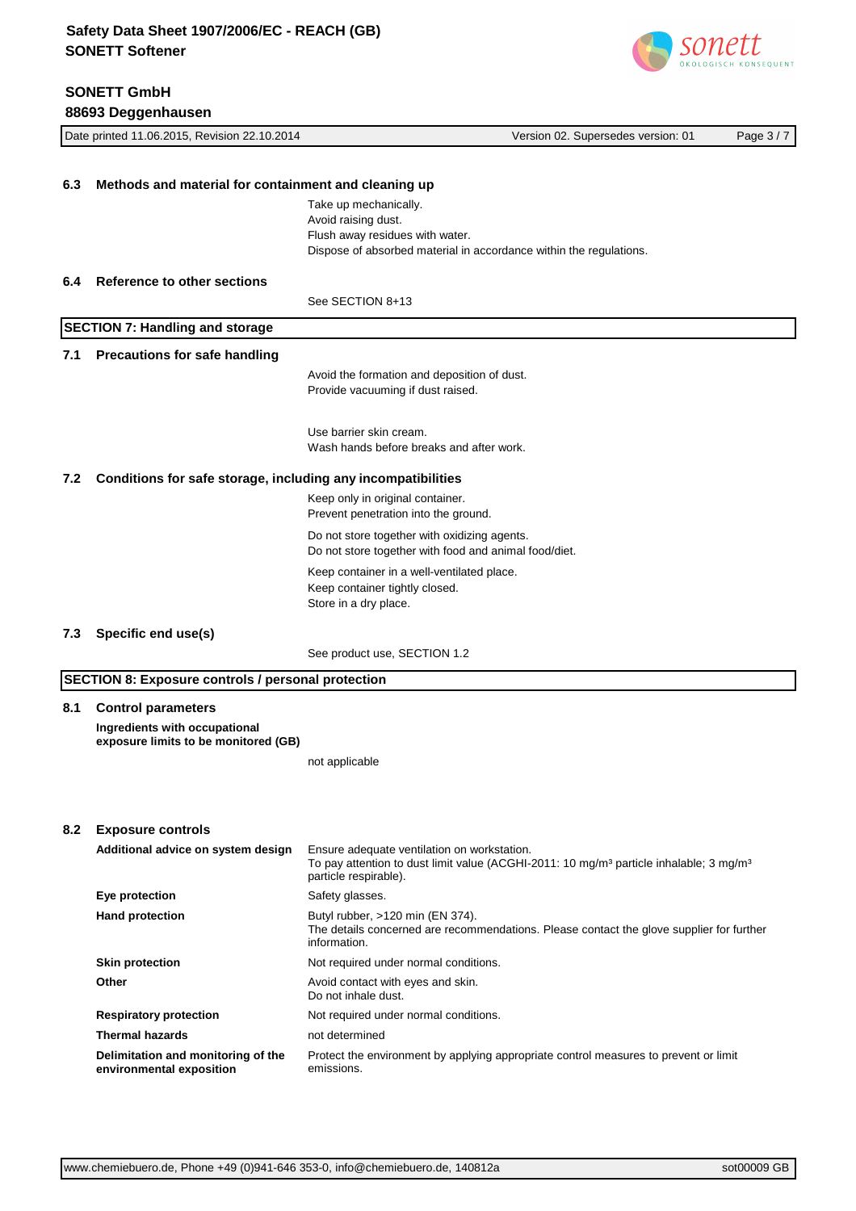### 6.3 Methods and material for containment and cleaning up

Take up mechanically.
Avoid raising dust.
Flush away residues with water.
Dispose of absorbed material in accordance within the regulations.

### 6.4 Reference to other sections

See SECTION 8+13

## SECTION 7: Handling and storage

### 7.1 Precautions for safe handling

Avoid the formation and deposition of dust.
Provide vacuuming if dust raised.

Use barrier skin cream.
Wash hands before breaks and after work.

### 7.2 Conditions for safe storage, including any incompatibilities

Keep only in original container.
Prevent penetration into the ground.

Do not store together with oxidizing agents.
Do not store together with food and animal food/diet.

Keep container in a well-ventilated place.
Keep container tightly closed.
Store in a dry place.

### 7.3 Specific end use(s)

See product use, SECTION 1.2

## SECTION 8: Exposure controls / personal protection

### 8.1 Control parameters

**Ingredients with occupational exposure limits to be monitored (GB)**

not applicable

### 8.2 Exposure controls

| | |
|---|---|
| **Additional advice on system design** | Ensure adequate ventilation on workstation. To pay attention to dust limit value (ACGHI-2011: 10 mg/m³ particle inhalable; 3 mg/m³ particle respirable). |
| **Eye protection** | Safety glasses. |
| **Hand protection** | Butyl rubber, >120 min (EN 374). The details concerned are recommendations. Please contact the glove supplier for further information. |
| **Skin protection** | Not required under normal conditions. |
| **Other** | Avoid contact with eyes and skin. Do not inhale dust. |
| **Respiratory protection** | Not required under normal conditions. |
| **Thermal hazards** | not determined |
| **Delimitation and monitoring of the environmental exposition** | Protect the environment by applying appropriate control measures to prevent or limit emissions. |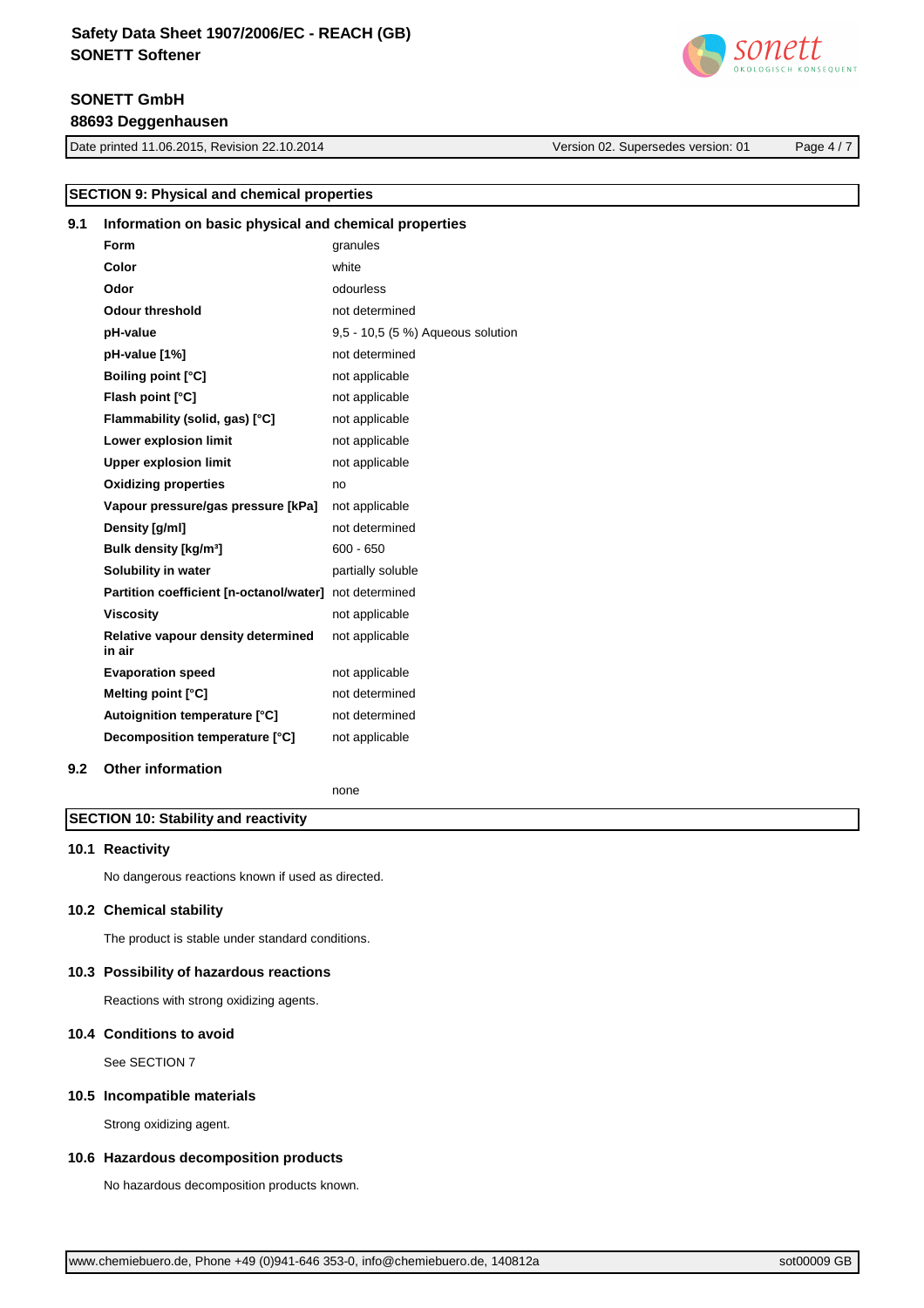## SECTION 9: Physical and chemical properties

### 9.1 Information on basic physical and chemical properties

| | |
|---|---|
| **Form** | granules |
| **Color** | white |
| **Odor** | odourless |
| **Odour threshold** | not determined |
| **pH-value** | 9,5 - 10,5 (5 %) Aqueous solution |
| **pH-value [1%]** | not determined |
| **Boiling point [°C]** | not applicable |
| **Flash point [°C]** | not applicable |
| **Flammability (solid, gas) [°C]** | not applicable |
| **Lower explosion limit** | not applicable |
| **Upper explosion limit** | not applicable |
| **Oxidizing properties** | no |
| **Vapour pressure/gas pressure [kPa]** | not applicable |
| **Density [g/ml]** | not determined |
| **Bulk density [kg/m³]** | 600 - 650 |
| **Solubility in water** | partially soluble |
| **Partition coefficient [n-octanol/water]** | not determined |
| **Viscosity** | not applicable |
| **Relative vapour density determined in air** | not applicable |
| **Evaporation speed** | not applicable |
| **Melting point [°C]** | not determined |
| **Autoignition temperature [°C]** | not determined |
| **Decomposition temperature [°C]** | not applicable |

### 9.2 Other information

none

## SECTION 10: Stability and reactivity

### 10.1 Reactivity

No dangerous reactions known if used as directed.

### 10.2 Chemical stability

The product is stable under standard conditions.

### 10.3 Possibility of hazardous reactions

Reactions with strong oxidizing agents.

### 10.4 Conditions to avoid

See SECTION 7

### 10.5 Incompatible materials

Strong oxidizing agent.

### 10.6 Hazardous decomposition products

No hazardous decomposition products known.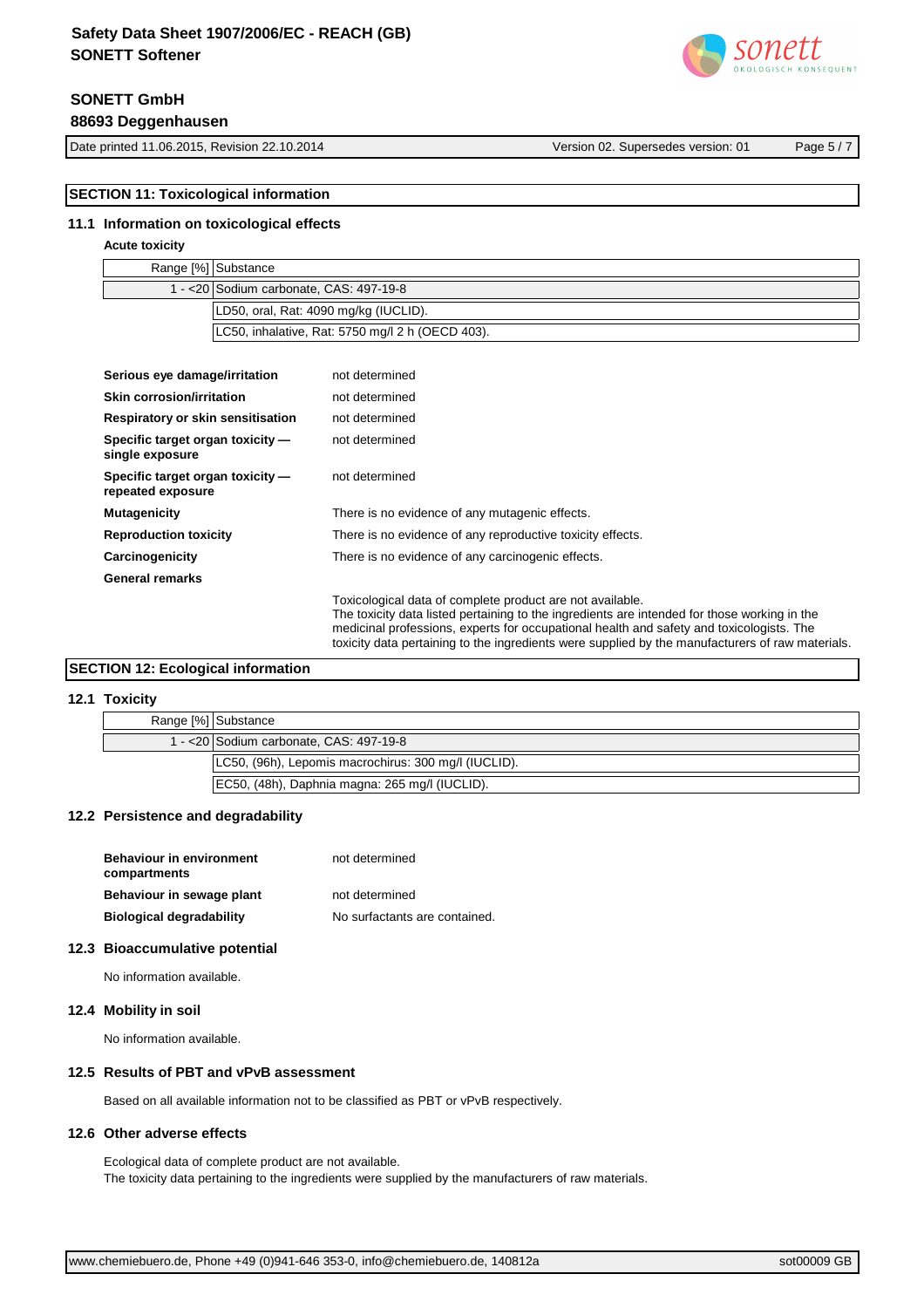## SECTION 11: Toxicological information

### 11.1 Information on toxicological effects

**Acute toxicity**

| Range [%] | Substance |
|---|---|
| 1 - <20 | Sodium carbonate, CAS: 497-19-8 |
| | LD50, oral, Rat: 4090 mg/kg (IUCLID). |
| | LC50, inhalative, Rat: 5750 mg/l 2 h (OECD 403). |

| | |
|---|---|
| **Serious eye damage/irritation** | not determined |
| **Skin corrosion/irritation** | not determined |
| **Respiratory or skin sensitisation** | not determined |
| **Specific target organ toxicity — single exposure** | not determined |
| **Specific target organ toxicity — repeated exposure** | not determined |
| **Mutagenicity** | There is no evidence of any mutagenic effects. |
| **Reproduction toxicity** | There is no evidence of any reproductive toxicity effects. |
| **Carcinogenicity** | There is no evidence of any carcinogenic effects. |

**General remarks**

Toxicological data of complete product are not available.
The toxicity data listed pertaining to the ingredients are intended for those working in the medicinal professions, experts for occupational health and safety and toxicologists. The toxicity data pertaining to the ingredients were supplied by the manufacturers of raw materials.

## SECTION 12: Ecological information

### 12.1 Toxicity

| Range [%] | Substance |
|---|---|
| 1 - <20 | Sodium carbonate, CAS: 497-19-8 |
| | LC50, (96h), Lepomis macrochirus: 300 mg/l (IUCLID). |
| | EC50, (48h), Daphnia magna: 265 mg/l (IUCLID). |

### 12.2 Persistence and degradability

| | |
|---|---|
| **Behaviour in environment compartments** | not determined |
| **Behaviour in sewage plant** | not determined |
| **Biological degradability** | No surfactants are contained. |

### 12.3 Bioaccumulative potential

No information available.

### 12.4 Mobility in soil

No information available.

### 12.5 Results of PBT and vPvB assessment

Based on all available information not to be classified as PBT or vPvB respectively.

### 12.6 Other adverse effects

Ecological data of complete product are not available.
The toxicity data pertaining to the ingredients were supplied by the manufacturers of raw materials.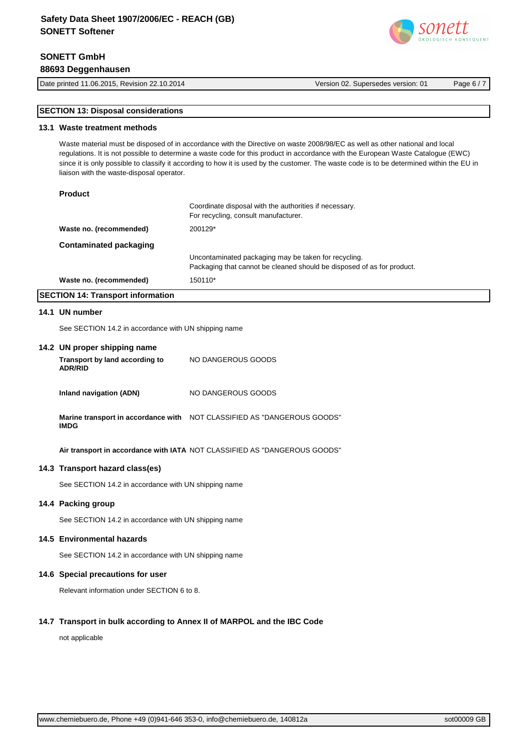## SECTION 13: Disposal considerations

### 13.1 Waste treatment methods

Waste material must be disposed of in accordance with the Directive on waste 2008/98/EC as well as other national and local regulations. It is not possible to determine a waste code for this product in accordance with the European Waste Catalogue (EWC) since it is only possible to classify it according to how it is used by the customer. The waste code is to be determined within the EU in liaison with the waste-disposal operator.

**Product**

Coordinate disposal with the authorities if necessary.
For recycling, consult manufacturer.

**Waste no. (recommended)** 200129*

**Contaminated packaging**

Uncontaminated packaging may be taken for recycling.
Packaging that cannot be cleaned should be disposed of as for product.

**Waste no. (recommended)** 150110*

## SECTION 14: Transport information

### 14.1 UN number

See SECTION 14.2 in accordance with UN shipping name

### 14.2 UN proper shipping name

| | |
|---|---|
| **Transport by land according to ADR/RID** | NO DANGEROUS GOODS |
| **Inland navigation (ADN)** | NO DANGEROUS GOODS |
| **Marine transport in accordance with IMDG** | NOT CLASSIFIED AS "DANGEROUS GOODS" |
| **Air transport in accordance with IATA** | NOT CLASSIFIED AS "DANGEROUS GOODS" |

### 14.3 Transport hazard class(es)

See SECTION 14.2 in accordance with UN shipping name

### 14.4 Packing group

See SECTION 14.2 in accordance with UN shipping name

### 14.5 Environmental hazards

See SECTION 14.2 in accordance with UN shipping name

### 14.6 Special precautions for user

Relevant information under SECTION 6 to 8.

### 14.7 Transport in bulk according to Annex II of MARPOL and the IBC Code

not applicable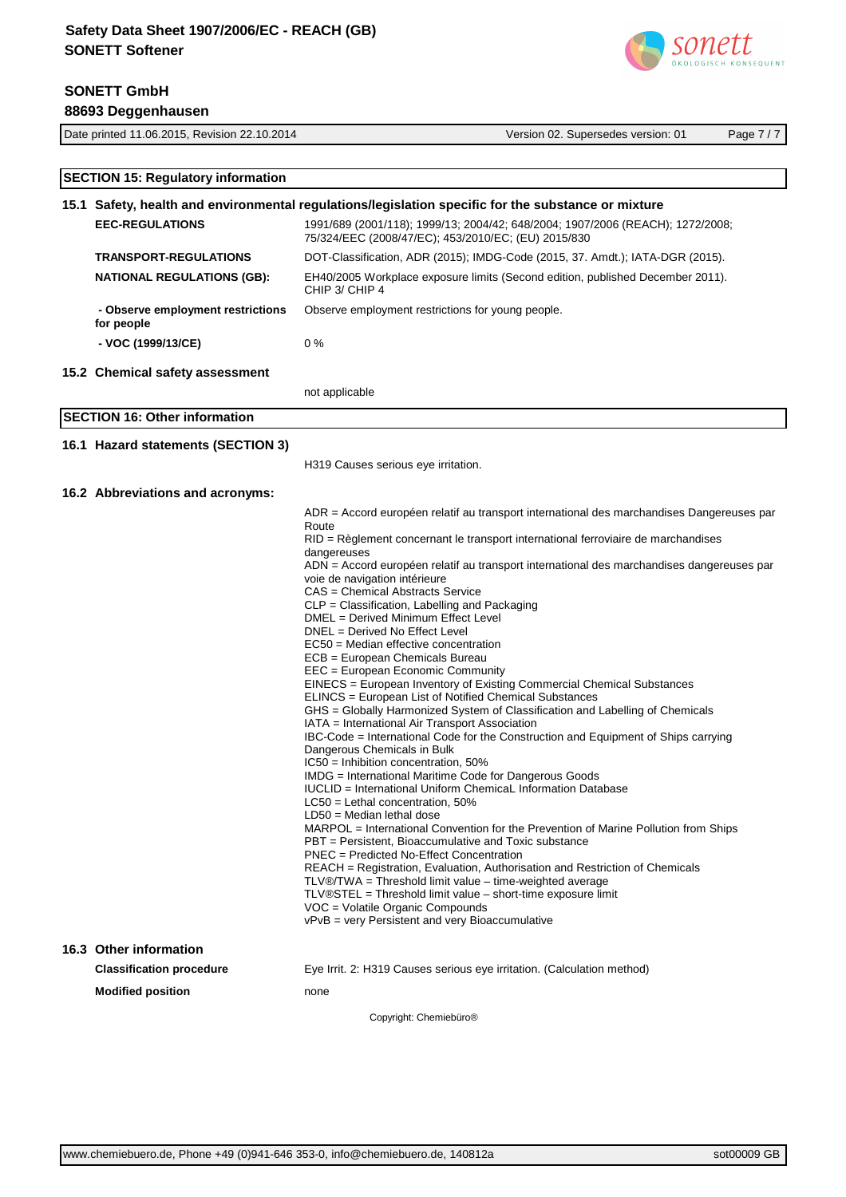## SECTION 15: Regulatory information

### 15.1 Safety, health and environmental regulations/legislation specific for the substance or mixture

| | |
|---|---|
| **EEC-REGULATIONS** | 1991/689 (2001/118); 1999/13; 2004/42; 648/2004; 1907/2006 (REACH); 1272/2008; 75/324/EEC (2008/47/EC); 453/2010/EC; (EU) 2015/830 |
| **TRANSPORT-REGULATIONS** | DOT-Classification, ADR (2015); IMDG-Code (2015, 37. Amdt.); IATA-DGR (2015). |
| **NATIONAL REGULATIONS (GB):** | EH40/2005 Workplace exposure limits (Second edition, published December 2011). CHIP 3/ CHIP 4 |
| **- Observe employment restrictions for people** | Observe employment restrictions for young people. |
| **- VOC (1999/13/CE)** | 0 % |

### 15.2 Chemical safety assessment

not applicable

## SECTION 16: Other information

### 16.1 Hazard statements (SECTION 3)

H319 Causes serious eye irritation.

### 16.2 Abbreviations and acronyms:

ADR = Accord européen relatif au transport international des marchandises Dangereuses par Route
RID = Règlement concernant le transport international ferroviaire de marchandises dangereuses
ADN = Accord européen relatif au transport international des marchandises dangereuses par voie de navigation intérieure
CAS = Chemical Abstracts Service
CLP = Classification, Labelling and Packaging
DMEL = Derived Minimum Effect Level
DNEL = Derived No Effect Level
EC50 = Median effective concentration
ECB = European Chemicals Bureau
EEC = European Economic Community
EINECS = European Inventory of Existing Commercial Chemical Substances
ELINCS = European List of Notified Chemical Substances
GHS = Globally Harmonized System of Classification and Labelling of Chemicals
IATA = International Air Transport Association
IBC-Code = International Code for the Construction and Equipment of Ships carrying Dangerous Chemicals in Bulk
IC50 = Inhibition concentration, 50%
IMDG = International Maritime Code for Dangerous Goods
IUCLID = International Uniform ChemicaL Information Database
LC50 = Lethal concentration, 50%
LD50 = Median lethal dose
MARPOL = International Convention for the Prevention of Marine Pollution from Ships
PBT = Persistent, Bioaccumulative and Toxic substance
PNEC = Predicted No-Effect Concentration
REACH = Registration, Evaluation, Authorisation and Restriction of Chemicals
TLV®/TWA = Threshold limit value – time-weighted average
TLV®STEL = Threshold limit value – short-time exposure limit
VOC = Volatile Organic Compounds
vPvB = very Persistent and very Bioaccumulative

### 16.3 Other information

| | |
|---|---|
| **Classification procedure** | Eye Irrit. 2: H319 Causes serious eye irritation. (Calculation method) |
| **Modified position** | none |

Copyright: Chemiebüro®